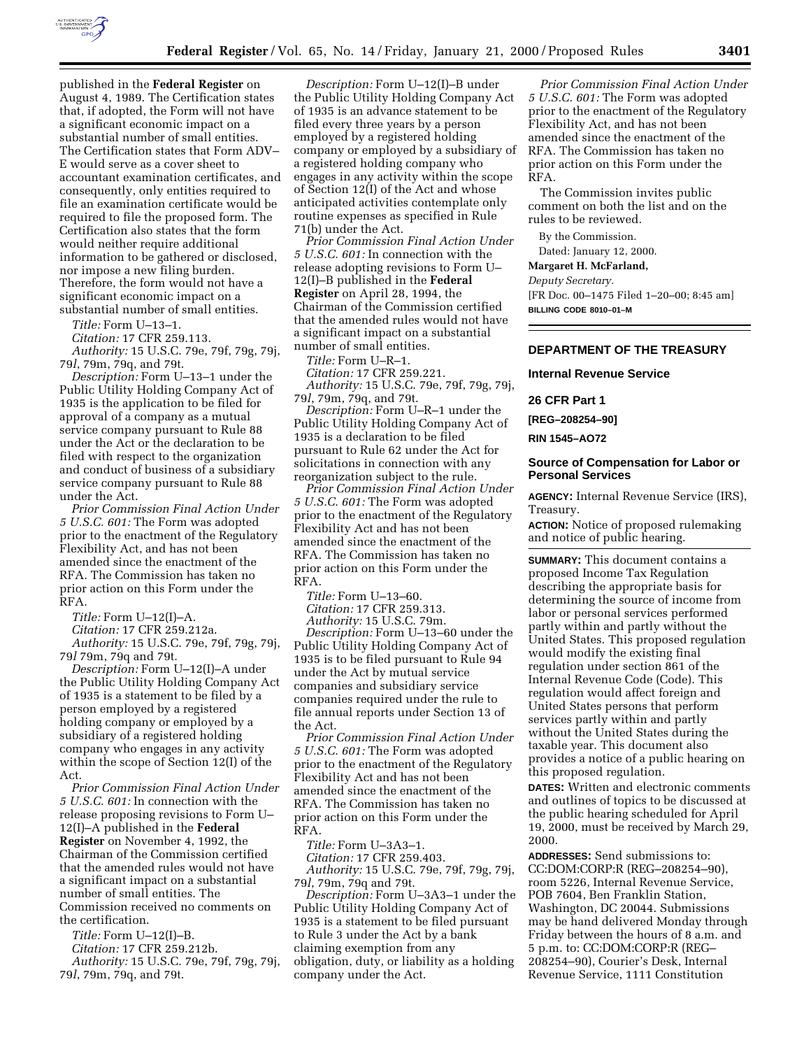published in the **Federal Register** on August 4, 1989. The Certification states that, if adopted, the Form will not have a significant economic impact on a substantial number of small entities. The Certification states that Form ADV–E would serve as a cover sheet to accountant examination certificates, and consequently, only entities required to file an examination certificate would be required to file the proposed form. The Certification also states that the form would neither require additional information to be gathered or disclosed, nor impose a new filing burden. Therefore, the form would not have a significant economic impact on a substantial number of small entities.

*Title:* Form U–13–1.

*Citation:* 17 CFR 259.113.

*Authority:* 15 U.S.C. 79e, 79f, 79g, 79j, 79*l*, 79m, 79q, and 79t.

*Description:* Form U–13–1 under the Public Utility Holding Company Act of 1935 is the application to be filed for approval of a company as a mutual service company pursuant to Rule 88 under the Act or the declaration to be filed with respect to the organization and conduct of business of a subsidiary service company pursuant to Rule 88 under the Act.

*Prior Commission Final Action Under 5 U.S.C. 601:* The Form was adopted prior to the enactment of the Regulatory Flexibility Act, and has not been amended since the enactment of the RFA. The Commission has taken no prior action on this Form under the RFA.

*Title:* Form U–12(I)–A.

*Citation:* 17 CFR 259.212a.

*Authority:* 15 U.S.C. 79e, 79f, 79g, 79j, 79*l* 79m, 79q and 79t.

*Description:* Form U–12(I)–A under the Public Utility Holding Company Act of 1935 is a statement to be filed by a person employed by a registered holding company or employed by a subsidiary of a registered holding company who engages in any activity within the scope of Section 12(I) of the Act.

*Prior Commission Final Action Under 5 U.S.C. 601:* In connection with the release proposing revisions to Form U–12(I)–A published in the **Federal Register** on November 4, 1992, the Chairman of the Commission certified that the amended rules would not have a significant impact on a substantial number of small entities. The Commission received no comments on the certification.

*Title:* Form U–12(I)–B.

*Citation:* 17 CFR 259.212b.

*Authority:* 15 U.S.C. 79e, 79f, 79g, 79j, 79*l*, 79m, 79q, and 79t.

*Description:* Form U–12(I)–B under the Public Utility Holding Company Act of 1935 is an advance statement to be filed every three years by a person employed by a registered holding company or employed by a subsidiary of a registered holding company who engages in any activity within the scope of Section 12(I) of the Act and whose anticipated activities contemplate only routine expenses as specified in Rule 71(b) under the Act.

*Prior Commission Final Action Under 5 U.S.C. 601:* In connection with the release adopting revisions to Form U–12(I)–B published in the **Federal Register** on April 28, 1994, the Chairman of the Commission certified that the amended rules would not have a significant impact on a substantial number of small entities.

*Title:* Form U–R–1.

*Citation:* 17 CFR 259.221.

*Authority:* 15 U.S.C. 79e, 79f, 79g, 79j, 79*l*, 79m, 79q, and 79t.

*Description:* Form U–R–1 under the Public Utility Holding Company Act of 1935 is a declaration to be filed pursuant to Rule 62 under the Act for solicitations in connection with any reorganization subject to the rule.

*Prior Commission Final Action Under 5 U.S.C. 601:* The Form was adopted prior to the enactment of the Regulatory Flexibility Act and has not been amended since the enactment of the RFA. The Commission has taken no prior action on this Form under the RFA.

*Title:* Form U–13–60.

*Citation:* 17 CFR 259.313.

*Authority:* 15 U.S.C. 79m.

*Description:* Form U–13–60 under the Public Utility Holding Company Act of 1935 is to be filed pursuant to Rule 94 under the Act by mutual service companies and subsidiary service companies required under the rule to file annual reports under Section 13 of the Act.

*Prior Commission Final Action Under 5 U.S.C. 601:* The Form was adopted prior to the enactment of the Regulatory Flexibility Act and has not been amended since the enactment of the RFA. The Commission has taken no prior action on this Form under the RFA.

*Title:* Form U–3A3–1.

*Citation:* 17 CFR 259.403.

*Authority:* 15 U.S.C. 79e, 79f, 79g, 79j, 79*l*, 79m, 79q and 79t.

*Description:* Form U–3A3–1 under the Public Utility Holding Company Act of 1935 is a statement to be filed pursuant to Rule 3 under the Act by a bank claiming exemption from any obligation, duty, or liability as a holding company under the Act.

*Prior Commission Final Action Under 5 U.S.C. 601:* The Form was adopted prior to the enactment of the Regulatory Flexibility Act, and has not been amended since the enactment of the RFA. The Commission has taken no prior action on this Form under the RFA.

The Commission invites public comment on both the list and on the rules to be reviewed.

By the Commission.

Dated: January 12, 2000.

**Margaret H. McFarland,**

*Deputy Secretary.*

[FR Doc. 00–1475 Filed 1–20–00; 8:45 am]

**BILLING CODE 8010–01–M**

---

## DEPARTMENT OF THE TREASURY

### Internal Revenue Service

### 26 CFR Part 1

**[REG–208254–90]**

**RIN 1545–AO72**

### Source of Compensation for Labor or Personal Services

**AGENCY:** Internal Revenue Service (IRS), Treasury.

**ACTION:** Notice of proposed rulemaking and notice of public hearing.

**SUMMARY:** This document contains a proposed Income Tax Regulation describing the appropriate basis for determining the source of income from labor or personal services performed partly within and partly without the United States. This proposed regulation would modify the existing final regulation under section 861 of the Internal Revenue Code (Code). This regulation would affect foreign and United States persons that perform services partly within and partly without the United States during the taxable year. This document also provides a notice of a public hearing on this proposed regulation.

**DATES:** Written and electronic comments and outlines of topics to be discussed at the public hearing scheduled for April 19, 2000, must be received by March 29, 2000.

**ADDRESSES:** Send submissions to: CC:DOM:CORP:R (REG–208254–90), room 5226, Internal Revenue Service, POB 7604, Ben Franklin Station, Washington, DC 20044. Submissions may be hand delivered Monday through Friday between the hours of 8 a.m. and 5 p.m. to: CC:DOM:CORP:R (REG–208254–90), Courier's Desk, Internal Revenue Service, 1111 Constitution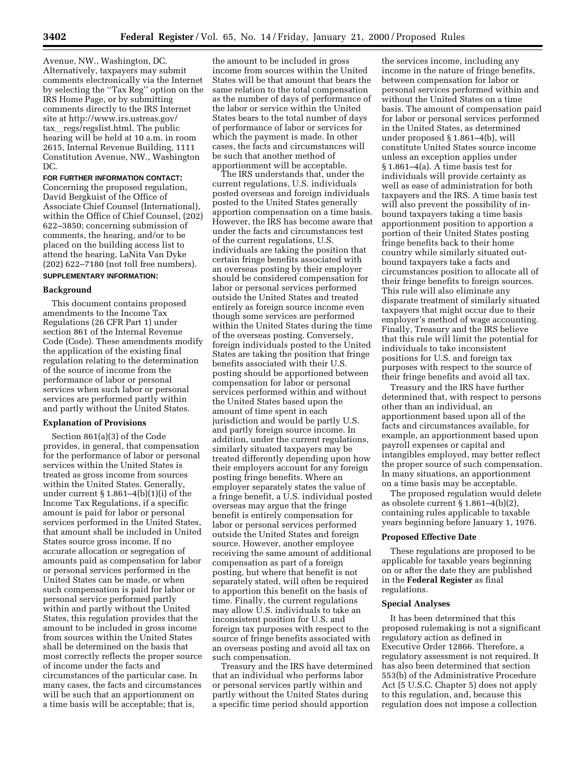Avenue, NW., Washington, DC. Alternatively, taxpayers may submit comments electronically via the Internet by selecting the ''Tax Reg'' option on the IRS Home Page, or by submitting comments directly to the IRS Internet site at http://www.irs.ustreas.gov/tax_regs/regslist.html. The public hearing will be held at 10 a.m. in room 2615, Internal Revenue Building, 1111 Constitution Avenue, NW., Washington DC.

**FOR FURTHER INFORMATION CONTACT:** Concerning the proposed regulation, David Bergkuist of the Office of Associate Chief Counsel (International), within the Office of Chief Counsel, (202) 622–3850; concerning submission of comments, the hearing, and/or to be placed on the building access list to attend the hearing, LaNita Van Dyke (202) 622–7180 (not toll free numbers).

**SUPPLEMENTARY INFORMATION:**

## Background

This document contains proposed amendments to the Income Tax Regulations (26 CFR Part 1) under section 861 of the Internal Revenue Code (Code). These amendments modify the application of the existing final regulation relating to the determination of the source of income from the performance of labor or personal services when such labor or personal services are performed partly within and partly without the United States.

## Explanation of Provisions

Section 861(a)(3) of the Code provides, in general, that compensation for the performance of labor or personal services within the United States is treated as gross income from sources within the United States. Generally, under current § 1.861–4(b)(1)(i) of the Income Tax Regulations, if a specific amount is paid for labor or personal services performed in the United States, that amount shall be included in United States source gross income. If no accurate allocation or segregation of amounts paid as compensation for labor or personal services performed in the United States can be made, or when such compensation is paid for labor or personal service performed partly within and partly without the United States, this regulation provides that the amount to be included in gross income from sources within the United States shall be determined on the basis that most correctly reflects the proper source of income under the facts and circumstances of the particular case. In many cases, the facts and circumstances will be such that an apportionment on a time basis will be acceptable; that is, the amount to be included in gross income from sources within the United States will be that amount that bears the same relation to the total compensation as the number of days of performance of the labor or service within the United States bears to the total number of days of performance of labor or services for which the payment is made. In other cases, the facts and circumstances will be such that another method of apportionment will be acceptable.

The IRS understands that, under the current regulations, U.S. individuals posted overseas and foreign individuals posted to the United States generally apportion compensation on a time basis. However, the IRS has become aware that under the facts and circumstances test of the current regulations, U.S. individuals are taking the position that certain fringe benefits associated with an overseas posting by their employer should be considered compensation for labor or personal services performed outside the United States and treated entirely as foreign source income even though some services are performed within the United States during the time of the overseas posting. Conversely, foreign individuals posted to the United States are taking the position that fringe benefits associated with their U.S. posting should be apportioned between compensation for labor or personal services performed within and without the United States based upon the amount of time spent in each jurisdiction and would be partly U.S. and partly foreign source income. In addition, under the current regulations, similarly situated taxpayers may be treated differently depending upon how their employers account for any foreign posting fringe benefits. Where an employer separately states the value of a fringe benefit, a U.S. individual posted overseas may argue that the fringe benefit is entirely compensation for labor or personal services performed outside the United States and foreign source. However, another employee receiving the same amount of additional compensation as part of a foreign posting, but where that benefit is not separately stated, will often be required to apportion this benefit on the basis of time. Finally, the current regulations may allow U.S. individuals to take an inconsistent position for U.S. and foreign tax purposes with respect to the source of fringe benefits associated with an overseas posting and avoid all tax on such compensation.

Treasury and the IRS have determined that an individual who performs labor or personal services partly within and partly without the United States during a specific time period should apportion the services income, including any income in the nature of fringe benefits, between compensation for labor or personal services performed within and without the United States on a time basis. The amount of compensation paid for labor or personal services performed in the United States, as determined under proposed § 1.861–4(b), will constitute United States source income unless an exception applies under § 1.861–4(a). A time basis test for individuals will provide certainty as well as ease of administration for both taxpayers and the IRS. A time basis test will also prevent the possibility of in-bound taxpayers taking a time basis apportionment position to apportion a portion of their United States posting fringe benefits back to their home country while similarly situated out-bound taxpayers take a facts and circumstances position to allocate all of their fringe benefits to foreign sources. This rule will also eliminate any disparate treatment of similarly situated taxpayers that might occur due to their employer's method of wage accounting. Finally, Treasury and the IRS believe that this rule will limit the potential for individuals to take inconsistent positions for U.S. and foreign tax purposes with respect to the source of their fringe benefits and avoid all tax.

Treasury and the IRS have further determined that, with respect to persons other than an individual, an apportionment based upon all of the facts and circumstances available, for example, an apportionment based upon payroll expenses or capital and intangibles employed, may better reflect the proper source of such compensation. In many situations, an apportionment on a time basis may be acceptable.

The proposed regulation would delete as obsolete current § 1.861–4(b)(2), containing rules applicable to taxable years beginning before January 1, 1976.

## Proposed Effective Date

These regulations are proposed to be applicable for taxable years beginning on or after the date they are published in the **Federal Register** as final regulations.

## Special Analyses

It has been determined that this proposed rulemaking is not a significant regulatory action as defined in Executive Order 12866. Therefore, a regulatory assessment is not required. It has also been determined that section 553(b) of the Administrative Procedure Act (5 U.S.C. Chapter 5) does not apply to this regulation, and, because this regulation does not impose a collection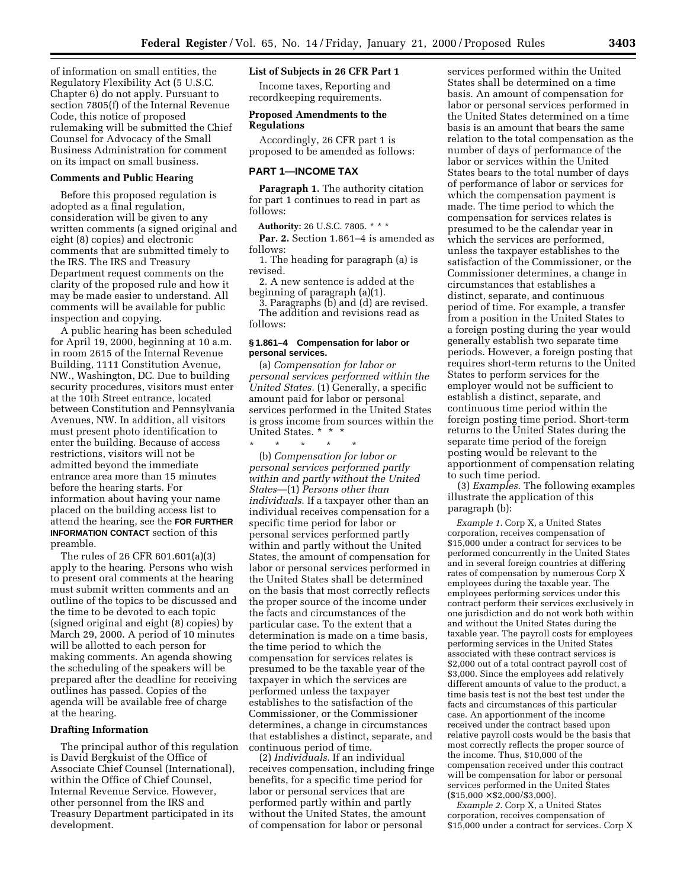of information on small entities, the Regulatory Flexibility Act (5 U.S.C. Chapter 6) do not apply. Pursuant to section 7805(f) of the Internal Revenue Code, this notice of proposed rulemaking will be submitted the Chief Counsel for Advocacy of the Small Business Administration for comment on its impact on small business.

**Comments and Public Hearing**

Before this proposed regulation is adopted as a final regulation, consideration will be given to any written comments (a signed original and eight (8) copies) and electronic comments that are submitted timely to the IRS. The IRS and Treasury Department request comments on the clarity of the proposed rule and how it may be made easier to understand. All comments will be available for public inspection and copying.

A public hearing has been scheduled for April 19, 2000, beginning at 10 a.m. in room 2615 of the Internal Revenue Building, 1111 Constitution Avenue, NW., Washington, DC. Due to building security procedures, visitors must enter at the 10th Street entrance, located between Constitution and Pennsylvania Avenues, NW. In addition, all visitors must present photo identification to enter the building. Because of access restrictions, visitors will not be admitted beyond the immediate entrance area more than 15 minutes before the hearing starts. For information about having your name placed on the building access list to attend the hearing, see the **FOR FURTHER INFORMATION CONTACT** section of this preamble.

The rules of 26 CFR 601.601(a)(3) apply to the hearing. Persons who wish to present oral comments at the hearing must submit written comments and an outline of the topics to be discussed and the time to be devoted to each topic (signed original and eight (8) copies) by March 29, 2000. A period of 10 minutes will be allotted to each person for making comments. An agenda showing the scheduling of the speakers will be prepared after the deadline for receiving outlines has passed. Copies of the agenda will be available free of charge at the hearing.

**Drafting Information**

The principal author of this regulation is David Bergkuist of the Office of Associate Chief Counsel (International), within the Office of Chief Counsel, Internal Revenue Service. However, other personnel from the IRS and Treasury Department participated in its development.

**List of Subjects in 26 CFR Part 1**

Income taxes, Reporting and recordkeeping requirements.

**Proposed Amendments to the Regulations**

Accordingly, 26 CFR part 1 is proposed to be amended as follows:

**PART 1—INCOME TAX**

**Paragraph 1.** The authority citation for part 1 continues to read in part as follows:

**Authority:** 26 U.S.C. 7805. * * *

**Par. 2.** Section 1.861–4 is amended as follows:

1. The heading for paragraph (a) is revised.

2. A new sentence is added at the beginning of paragraph (a)(1).

3. Paragraphs (b) and (d) are revised.

The addition and revisions read as follows:

**§ 1.861–4 Compensation for labor or personal services.**

(a) *Compensation for labor or personal services performed within the United States.* (1) Generally, a specific amount paid for labor or personal services performed in the United States is gross income from sources within the United States. * * *

\* \* \* \* \*

(b) *Compensation for labor or personal services performed partly within and partly without the United States*—(1) *Persons other than individuals.* If a taxpayer other than an individual receives compensation for a specific time period for labor or personal services performed partly within and partly without the United States, the amount of compensation for labor or personal services performed in the United States shall be determined on the basis that most correctly reflects the proper source of the income under the facts and circumstances of the particular case. To the extent that a determination is made on a time basis, the time period to which the compensation for services relates is presumed to be the taxable year of the taxpayer in which the services are performed unless the taxpayer establishes to the satisfaction of the Commissioner, or the Commissioner determines, a change in circumstances that establishes a distinct, separate, and continuous period of time.

(2) *Individuals.* If an individual receives compensation, including fringe benefits, for a specific time period for labor or personal services that are performed partly within and partly without the United States, the amount of compensation for labor or personal services performed within the United States shall be determined on a time basis. An amount of compensation for labor or personal services performed in the United States determined on a time basis is an amount that bears the same relation to the total compensation as the number of days of performance of the labor or services within the United States bears to the total number of days of performance of labor or services for which the compensation payment is made. The time period to which the compensation for services relates is presumed to be the calendar year in which the services are performed, unless the taxpayer establishes to the satisfaction of the Commissioner, or the Commissioner determines, a change in circumstances that establishes a distinct, separate, and continuous period of time. For example, a transfer from a position in the United States to a foreign posting during the year would generally establish two separate time periods. However, a foreign posting that requires short-term returns to the United States to perform services for the employer would not be sufficient to establish a distinct, separate, and continuous time period within the foreign posting time period. Short-term returns to the United States during the separate time period of the foreign posting would be relevant to the apportionment of compensation relating to such time period.

(3) *Examples.* The following examples illustrate the application of this paragraph (b):

*Example 1.* Corp X, a United States corporation, receives compensation of \$15,000 under a contract for services to be performed concurrently in the United States and in several foreign countries at differing rates of compensation by numerous Corp X employees during the taxable year. The employees performing services under this contract perform their services exclusively in one jurisdiction and do not work both within and without the United States during the taxable year. The payroll costs for employees performing services in the United States associated with these contract services is \$2,000 out of a total contract payroll cost of \$3,000. Since the employees add relatively different amounts of value to the product, a time basis test is not the best test under the facts and circumstances of this particular case. An apportionment of the income received under the contract based upon relative payroll costs would be the basis that most correctly reflects the proper source of the income. Thus, \$10,000 of the compensation received under this contract will be compensation for labor or personal services performed in the United States (\$15,000 × \$2,000/\$3,000).

*Example 2.* Corp X, a United States corporation, receives compensation of \$15,000 under a contract for services. Corp X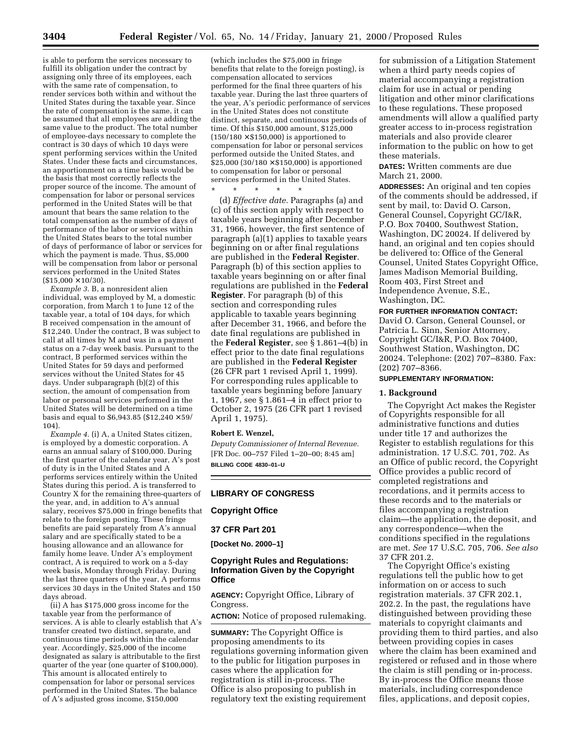is able to perform the services necessary to fulfill its obligation under the contract by assigning only three of its employees, each with the same rate of compensation, to render services both within and without the United States during the taxable year. Since the rate of compensation is the same, it can be assumed that all employees are adding the same value to the product. The total number of employee-days necessary to complete the contract is 30 days of which 10 days were spent performing services within the United States. Under these facts and circumstances, an apportionment on a time basis would be the basis that most correctly reflects the proper source of the income. The amount of compensation for labor or personal services performed in the United States will be that amount that bears the same relation to the total compensation as the number of days of performance of the labor or services within the United States bears to the total number of days of performance of labor or services for which the payment is made. Thus, $5,000 will be compensation from labor or personal services performed in the United States ($15,000 × 10/30).

*Example 3.* B, a nonresident alien individual, was employed by M, a domestic corporation, from March 1 to June 12 of the taxable year, a total of 104 days, for which B received compensation in the amount of $12,240. Under the contract, B was subject to call at all times by M and was in a payment status on a 7-day week basis. Pursuant to the contract, B performed services within the United States for 59 days and performed services without the United States for 45 days. Under subparagraph (b)(2) of this section, the amount of compensation from labor or personal services performed in the United States will be determined on a time basis and equal to $6,943.85 ($12,240 × 59/104).

*Example 4.* (i) A, a United States citizen, is employed by a domestic corporation. A earns an annual salary of $100,000. During the first quarter of the calendar year, A's post of duty is in the United States and A performs services entirely within the United States during this period. A is transferred to Country X for the remaining three-quarters of the year, and, in addition to A's annual salary, receives $75,000 in fringe benefits that relate to the foreign posting. These fringe benefits are paid separately from A's annual salary and are specifically stated to be a housing allowance and an allowance for family home leave. Under A's employment contract, A is required to work on a 5-day week basis, Monday through Friday. During the last three quarters of the year, A performs services 30 days in the United States and 150 days abroad.

(ii) A has $175,000 gross income for the taxable year from the performance of services. A is able to clearly establish that A's transfer created two distinct, separate, and continuous time periods within the calendar year. Accordingly, $25,000 of the income designated as salary is attributable to the first quarter of the year (one quarter of $100,000). This amount is allocated entirely to compensation for labor or personal services performed in the United States. The balance of A's adjusted gross income, $150,000 (which includes the $75,000 in fringe benefits that relate to the foreign posting), is compensation allocated to services performed for the final three quarters of his taxable year. During the last three quarters of the year, A's periodic performance of services in the United States does not constitute distinct, separate, and continuous periods of time. Of this $150,000 amount, $125,000 (150/180 × $150,000) is apportioned to compensation for labor or personal services performed outside the United States, and $25,000 (30/180 × $150,000) is apportioned to compensation for labor or personal services performed in the United States.

\* \* \* \* \*

(d) *Effective date.* Paragraphs (a) and (c) of this section apply with respect to taxable years beginning after December 31, 1966, however, the first sentence of paragraph (a)(1) applies to taxable years beginning on or after final regulations are published in the **Federal Register**. Paragraph (b) of this section applies to taxable years beginning on or after final regulations are published in the **Federal Register**. For paragraph (b) of this section and corresponding rules applicable to taxable years beginning after December 31, 1966, and before the date final regulations are published in the **Federal Register**, see § 1.861–4(b) in effect prior to the date final regulations are published in the **Federal Register** (26 CFR part 1 revised April 1, 1999). For corresponding rules applicable to taxable years beginning before January 1, 1967, see § 1.861–4 in effect prior to October 2, 1975 (26 CFR part 1 revised April 1, 1975).

**Robert E. Wenzel,**

*Deputy Commissioner of Internal Revenue.*

[FR Doc. 00–757 Filed 1–20–00; 8:45 am]

**BILLING CODE 4830–01–U**

## LIBRARY OF CONGRESS

### Copyright Office

### 37 CFR Part 201

**[Docket No. 2000–1]**

## Copyright Rules and Regulations: Information Given by the Copyright Office

**AGENCY:** Copyright Office, Library of Congress.

**ACTION:** Notice of proposed rulemaking.

**SUMMARY:** The Copyright Office is proposing amendments to its regulations governing information given to the public for litigation purposes in cases where the application for registration is still in-process. The Office is also proposing to publish in regulatory text the existing requirement for submission of a Litigation Statement when a third party needs copies of material accompanying a registration claim for use in actual or pending litigation and other minor clarifications to these regulations. These proposed amendments will allow a qualified party greater access to in-process registration materials and also provide clearer information to the public on how to get these materials.

**DATES:** Written comments are due March 21, 2000.

**ADDRESSES:** An original and ten copies of the comments should be addressed, if sent by mail, to: David O. Carson, General Counsel, Copyright GC/I&R, P.O. Box 70400, Southwest Station, Washington, DC 20024. If delivered by hand, an original and ten copies should be delivered to: Office of the General Counsel, United States Copyright Office, James Madison Memorial Building, Room 403, First Street and Independence Avenue, S.E., Washington, DC.

**FOR FURTHER INFORMATION CONTACT:** David O. Carson, General Counsel, or Patricia L. Sinn, Senior Attorney, Copyright GC/I&R, P.O. Box 70400, Southwest Station, Washington, DC 20024. Telephone: (202) 707–8380. Fax: (202) 707–8366.

**SUPPLEMENTARY INFORMATION:**

### 1. Background

The Copyright Act makes the Register of Copyrights responsible for all administrative functions and duties under title 17 and authorizes the Register to establish regulations for this administration. 17 U.S.C. 701, 702. As an Office of public record, the Copyright Office provides a public record of completed registrations and recordations, and it permits access to these records and to the materials or files accompanying a registration claim—the application, the deposit, and any correspondence—when the conditions specified in the regulations are met. *See* 17 U.S.C. 705, 706. *See also* 37 CFR 201.2.

The Copyright Office's existing regulations tell the public how to get information on or access to such registration materials. 37 CFR 202.1, 202.2. In the past, the regulations have distinguished between providing these materials to copyright claimants and providing them to third parties, and also between providing copies in cases where the claim has been examined and registered or refused and in those where the claim is still pending or in-process. By in-process the Office means those materials, including correspondence files, applications, and deposit copies,